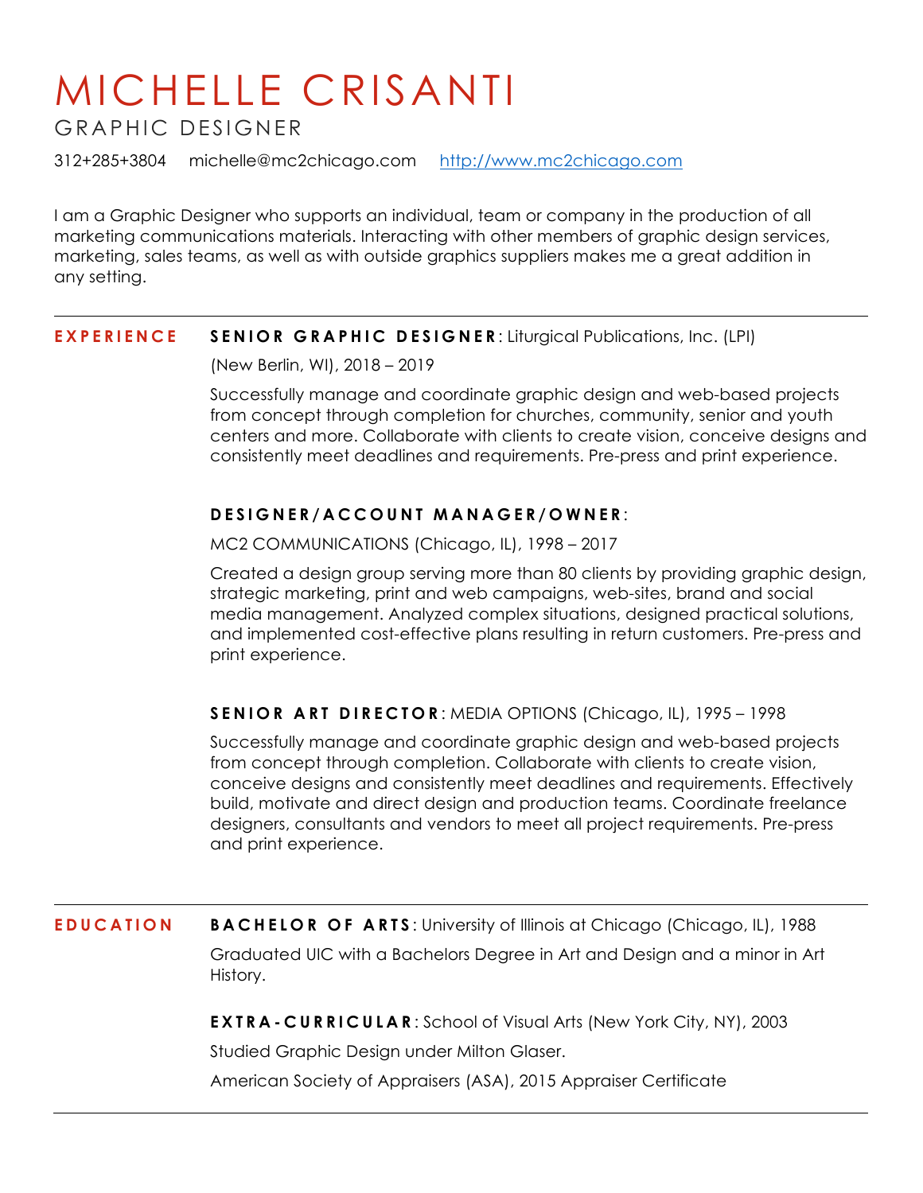# MICHELLE CRISANTI

## GRAPHIC DESIGNER

312+285+3804 michelle@mc2chicago.com [http://www.mc2chicago.com](http://www.mc2chicago.com)

I am a Graphic Designer who supports an individual, team or company in the production of all marketing communications materials. Interacting with other members of graphic design services, marketing, sales teams, as well as with outside graphics suppliers makes me a great addition in any setting.

---

## EXPERIENCE

**SENIOR GRAPHIC DESIGNER**: Liturgical Publications, Inc. (LPI)

(New Berlin, WI), 2018 – 2019

Successfully manage and coordinate graphic design and web-based projects from concept through completion for churches, community, senior and youth centers and more. Collaborate with clients to create vision, conceive designs and consistently meet deadlines and requirements. Pre-press and print experience.

**DESIGNER/ACCOUNT MANAGER/OWNER**:

MC2 COMMUNICATIONS (Chicago, IL), 1998 – 2017

Created a design group serving more than 80 clients by providing graphic design, strategic marketing, print and web campaigns, web-sites, brand and social media management. Analyzed complex situations, designed practical solutions, and implemented cost-effective plans resulting in return customers. Pre-press and print experience.

**SENIOR ART DIRECTOR**: MEDIA OPTIONS (Chicago, IL), 1995 – 1998

Successfully manage and coordinate graphic design and web-based projects from concept through completion. Collaborate with clients to create vision, conceive designs and consistently meet deadlines and requirements. Effectively build, motivate and direct design and production teams. Coordinate freelance designers, consultants and vendors to meet all project requirements. Pre-press and print experience.

---

## EDUCATION

**BACHELOR OF ARTS**: University of Illinois at Chicago (Chicago, IL), 1988

Graduated UIC with a Bachelors Degree in Art and Design and a minor in Art History.

**EXTRA-CURRICULAR**: School of Visual Arts (New York City, NY), 2003

Studied Graphic Design under Milton Glaser.

American Society of Appraisers (ASA), 2015 Appraiser Certificate

---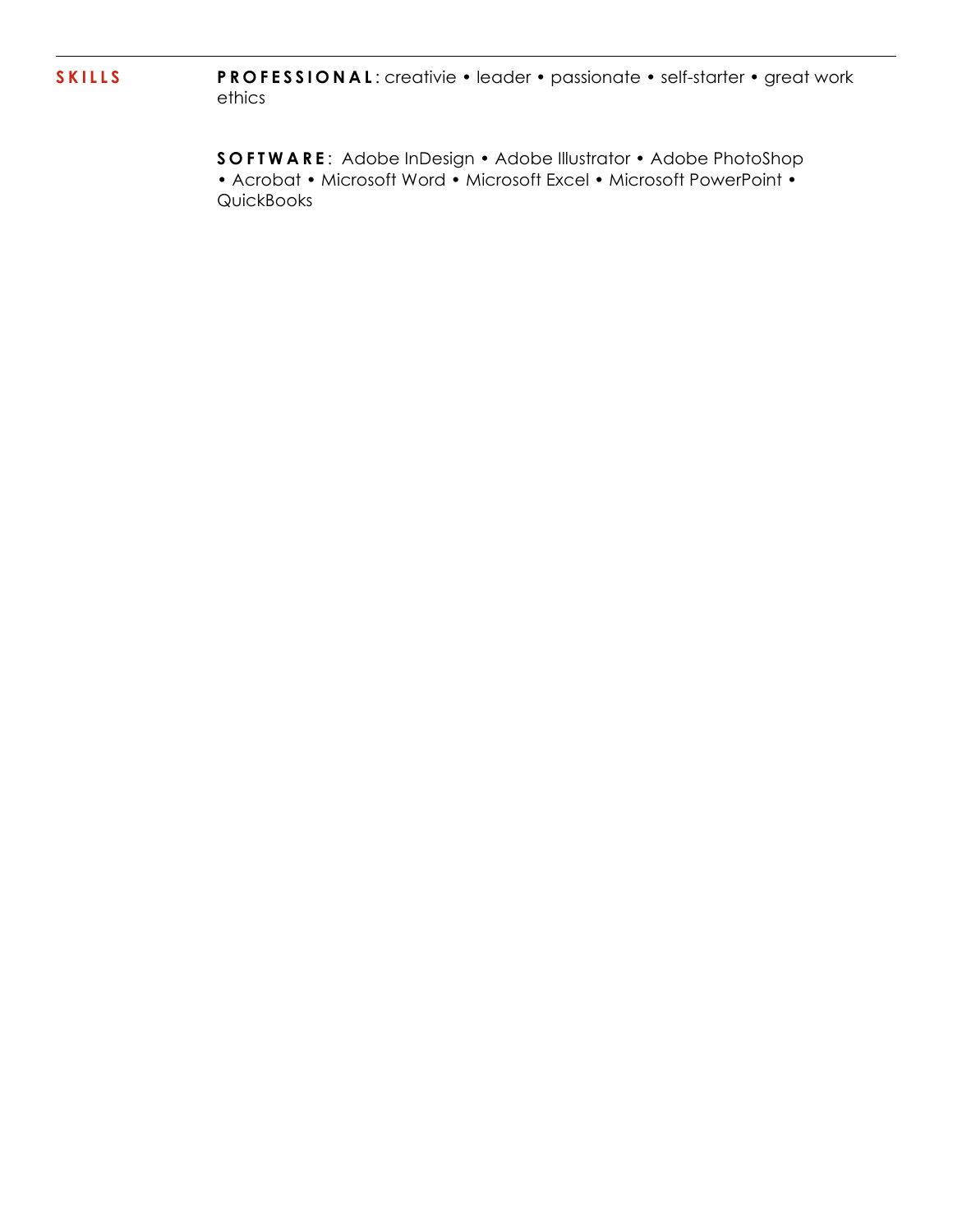## SKILLS

**PROFESSIONAL**: creativie • leader • passionate • self-starter • great work ethics

**SOFTWARE**: Adobe InDesign • Adobe Illustrator • Adobe PhotoShop • Acrobat • Microsoft Word • Microsoft Excel • Microsoft PowerPoint • QuickBooks